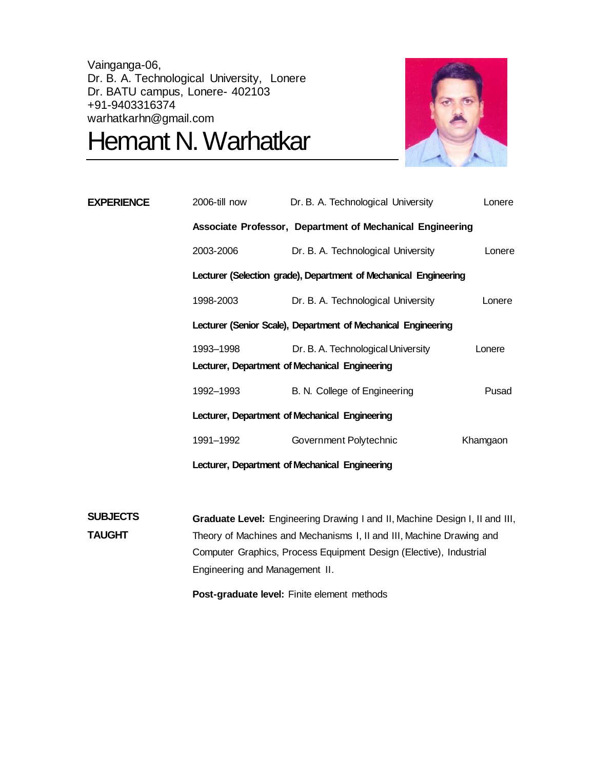Vainganga-06,
Dr. B. A. Technological University, Lonere
Dr. BATU campus, Lonere- 402103
+91-9403316374
warhatkarhn@gmail.com

# Hemant N. Warhatkar

## EXPERIENCE

2006-till now | Dr. B. A. Technological University | Lonere

**Associate Professor, Department of Mechanical Engineering**

2003-2006 | Dr. B. A. Technological University | Lonere

**Lecturer (Selection grade), Department of Mechanical Engineering**

1998-2003 | Dr. B. A. Technological University | Lonere

**Lecturer (Senior Scale), Department of Mechanical Engineering**

1993–1998 | Dr. B. A. Technological University | Lonere

**Lecturer, Department of Mechanical Engineering**

1992–1993 | B. N. College of Engineering | Pusad

**Lecturer, Department of Mechanical Engineering**

1991–1992 | Government Polytechnic | Khamgaon

**Lecturer, Department of Mechanical Engineering**

## SUBJECTS TAUGHT

**Graduate Level:** Engineering Drawing I and II, Machine Design I, II and III, Theory of Machines and Mechanisms I, II and III, Machine Drawing and Computer Graphics, Process Equipment Design (Elective), Industrial Engineering and Management II.

**Post-graduate level:** Finite element methods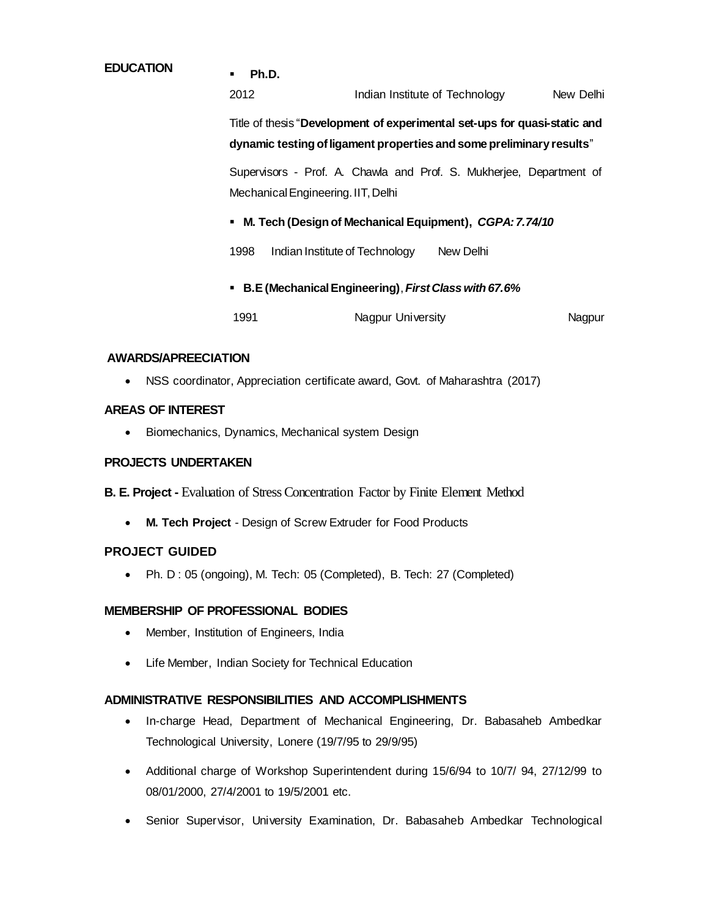## EDUCATION

- **Ph.D.**

  2012 Indian Institute of Technology New Delhi

  Title of thesis "**Development of experimental set-ups for quasi-static and dynamic testing of ligament properties and some preliminary results**"

  Supervisors - Prof. A. Chawla and Prof. S. Mukherjee, Department of Mechanical Engineering. IIT, Delhi

- **M. Tech (Design of Mechanical Equipment),** ***CGPA: 7.74/10***

  1998 Indian Institute of Technology New Delhi

- **B.E (Mechanical Engineering)**, ***First Class with 67.6%***

  1991 Nagpur University Nagpur

## AWARDS/APREECIATION

- NSS coordinator, Appreciation certificate award, Govt. of Maharashtra (2017)

## AREAS OF INTEREST

- Biomechanics, Dynamics, Mechanical system Design

## PROJECTS UNDERTAKEN

**B. E. Project -** Evaluation of Stress Concentration Factor by Finite Element Method

- **M. Tech Project** - Design of Screw Extruder for Food Products

## PROJECT GUIDED

- Ph. D : 05 (ongoing), M. Tech: 05 (Completed), B. Tech: 27 (Completed)

## MEMBERSHIP OF PROFESSIONAL BODIES

- Member, Institution of Engineers, India
- Life Member, Indian Society for Technical Education

## ADMINISTRATIVE RESPONSIBILITIES AND ACCOMPLISHMENTS

- In-charge Head, Department of Mechanical Engineering, Dr. Babasaheb Ambedkar Technological University, Lonere (19/7/95 to 29/9/95)
- Additional charge of Workshop Superintendent during 15/6/94 to 10/7/ 94, 27/12/99 to 08/01/2000, 27/4/2001 to 19/5/2001 etc.
- Senior Supervisor, University Examination, Dr. Babasaheb Ambedkar Technological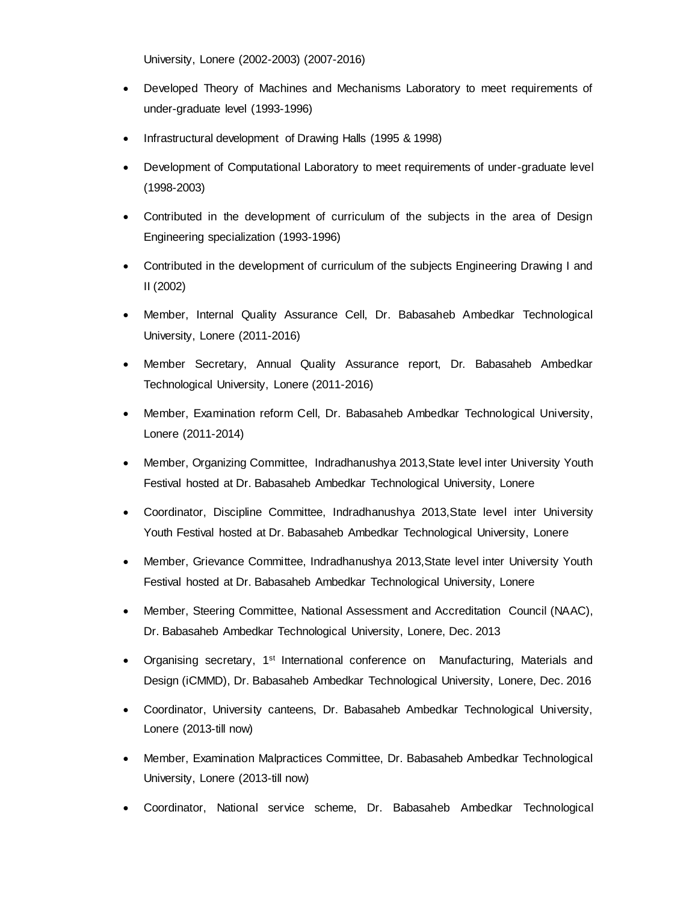University, Lonere (2002-2003) (2007-2016)

- Developed Theory of Machines and Mechanisms Laboratory to meet requirements of under-graduate level (1993-1996)
- Infrastructural development of Drawing Halls (1995 & 1998)
- Development of Computational Laboratory to meet requirements of under-graduate level (1998-2003)
- Contributed in the development of curriculum of the subjects in the area of Design Engineering specialization (1993-1996)
- Contributed in the development of curriculum of the subjects Engineering Drawing I and II (2002)
- Member, Internal Quality Assurance Cell, Dr. Babasaheb Ambedkar Technological University, Lonere (2011-2016)
- Member Secretary, Annual Quality Assurance report, Dr. Babasaheb Ambedkar Technological University, Lonere (2011-2016)
- Member, Examination reform Cell, Dr. Babasaheb Ambedkar Technological University, Lonere (2011-2014)
- Member, Organizing Committee, Indradhanushya 2013,State level inter University Youth Festival hosted at Dr. Babasaheb Ambedkar Technological University, Lonere
- Coordinator, Discipline Committee, Indradhanushya 2013,State level inter University Youth Festival hosted at Dr. Babasaheb Ambedkar Technological University, Lonere
- Member, Grievance Committee, Indradhanushya 2013,State level inter University Youth Festival hosted at Dr. Babasaheb Ambedkar Technological University, Lonere
- Member, Steering Committee, National Assessment and Accreditation Council (NAAC), Dr. Babasaheb Ambedkar Technological University, Lonere, Dec. 2013
- Organising secretary, 1st International conference on Manufacturing, Materials and Design (iCMMD), Dr. Babasaheb Ambedkar Technological University, Lonere, Dec. 2016
- Coordinator, University canteens, Dr. Babasaheb Ambedkar Technological University, Lonere (2013-till now)
- Member, Examination Malpractices Committee, Dr. Babasaheb Ambedkar Technological University, Lonere (2013-till now)
- Coordinator, National service scheme, Dr. Babasaheb Ambedkar Technological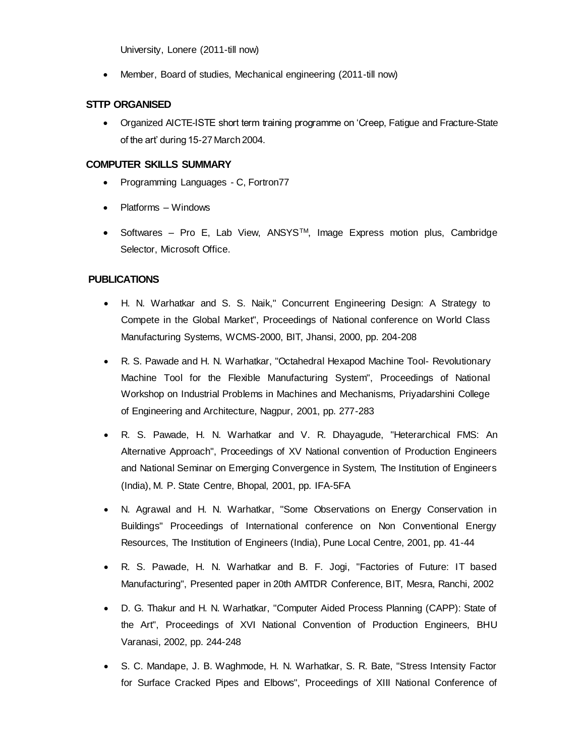University, Lonere (2011-till now)

- Member, Board of studies, Mechanical engineering (2011-till now)

### STTP ORGANISED

- Organized AICTE-ISTE short term training programme on 'Creep, Fatigue and Fracture-State of the art' during 15-27 March 2004.

### COMPUTER SKILLS SUMMARY

- Programming Languages - C, Fortron77
- Platforms – Windows
- Softwares – Pro E, Lab View, ANSYS™, Image Express motion plus, Cambridge Selector, Microsoft Office.

### PUBLICATIONS

- H. N. Warhatkar and S. S. Naik," Concurrent Engineering Design: A Strategy to Compete in the Global Market", Proceedings of National conference on World Class Manufacturing Systems, WCMS-2000, BIT, Jhansi, 2000, pp. 204-208
- R. S. Pawade and H. N. Warhatkar, "Octahedral Hexapod Machine Tool- Revolutionary Machine Tool for the Flexible Manufacturing System", Proceedings of National Workshop on Industrial Problems in Machines and Mechanisms, Priyadarshini College of Engineering and Architecture, Nagpur, 2001, pp. 277-283
- R. S. Pawade, H. N. Warhatkar and V. R. Dhayagude, "Heterarchical FMS: An Alternative Approach", Proceedings of XV National convention of Production Engineers and National Seminar on Emerging Convergence in System, The Institution of Engineers (India), M. P. State Centre, Bhopal, 2001, pp. IFA-5FA
- N. Agrawal and H. N. Warhatkar, "Some Observations on Energy Conservation in Buildings" Proceedings of International conference on Non Conventional Energy Resources, The Institution of Engineers (India), Pune Local Centre, 2001, pp. 41-44
- R. S. Pawade, H. N. Warhatkar and B. F. Jogi, "Factories of Future: IT based Manufacturing", Presented paper in 20th AMTDR Conference, BIT, Mesra, Ranchi, 2002
- D. G. Thakur and H. N. Warhatkar, "Computer Aided Process Planning (CAPP): State of the Art", Proceedings of XVI National Convention of Production Engineers, BHU Varanasi, 2002, pp. 244-248
- S. C. Mandape, J. B. Waghmode, H. N. Warhatkar, S. R. Bate, "Stress Intensity Factor for Surface Cracked Pipes and Elbows", Proceedings of XIII National Conference of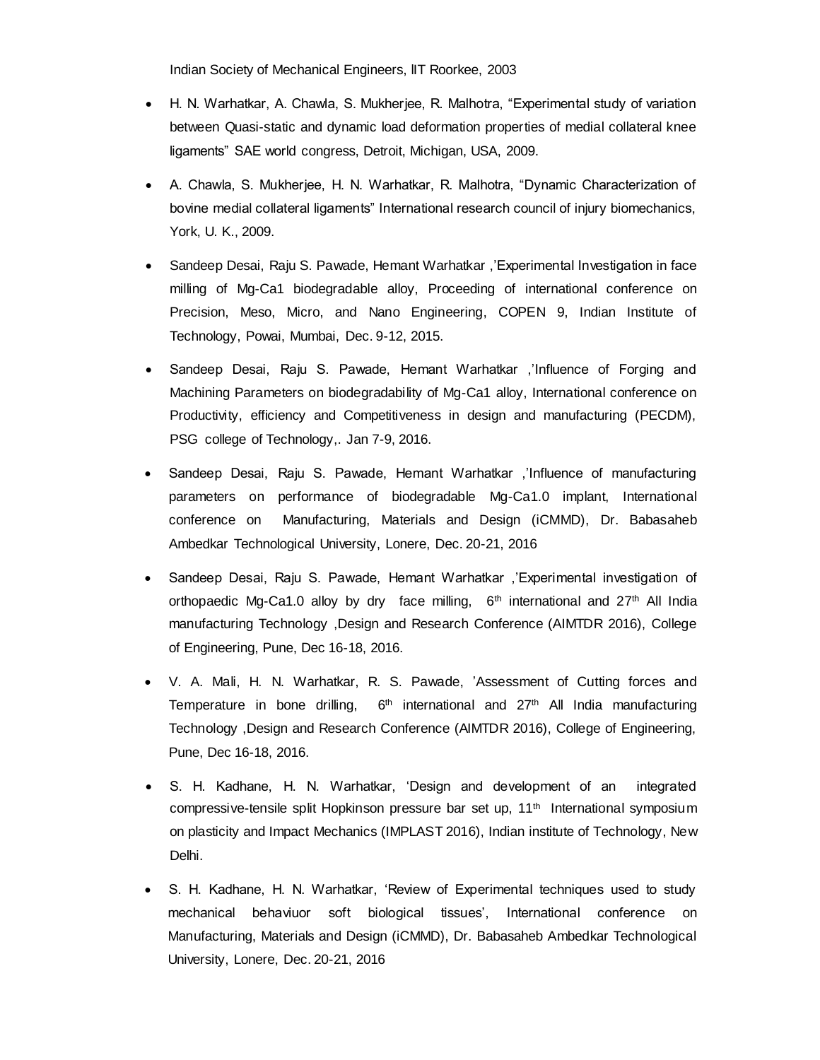Indian Society of Mechanical Engineers, IIT Roorkee, 2003

- H. N. Warhatkar, A. Chawla, S. Mukherjee, R. Malhotra, "Experimental study of variation between Quasi-static and dynamic load deformation properties of medial collateral knee ligaments" SAE world congress, Detroit, Michigan, USA, 2009.
- A. Chawla, S. Mukherjee, H. N. Warhatkar, R. Malhotra, "Dynamic Characterization of bovine medial collateral ligaments" International research council of injury biomechanics, York, U. K., 2009.
- Sandeep Desai, Raju S. Pawade, Hemant Warhatkar ,'Experimental Investigation in face milling of Mg-Ca1 biodegradable alloy, Proceeding of international conference on Precision, Meso, Micro, and Nano Engineering, COPEN 9, Indian Institute of Technology, Powai, Mumbai, Dec. 9-12, 2015.
- Sandeep Desai, Raju S. Pawade, Hemant Warhatkar ,'Influence of Forging and Machining Parameters on biodegradability of Mg-Ca1 alloy, International conference on Productivity, efficiency and Competitiveness in design and manufacturing (PECDM), PSG college of Technology,. Jan 7-9, 2016.
- Sandeep Desai, Raju S. Pawade, Hemant Warhatkar ,'Influence of manufacturing parameters on performance of biodegradable Mg-Ca1.0 implant, International conference on Manufacturing, Materials and Design (iCMMD), Dr. Babasaheb Ambedkar Technological University, Lonere, Dec. 20-21, 2016
- Sandeep Desai, Raju S. Pawade, Hemant Warhatkar ,'Experimental investigation of orthopaedic Mg-Ca1.0 alloy by dry face milling, 6th international and 27th All India manufacturing Technology ,Design and Research Conference (AIMTDR 2016), College of Engineering, Pune, Dec 16-18, 2016.
- V. A. Mali, H. N. Warhatkar, R. S. Pawade, 'Assessment of Cutting forces and Temperature in bone drilling, 6th international and 27th All India manufacturing Technology ,Design and Research Conference (AIMTDR 2016), College of Engineering, Pune, Dec 16-18, 2016.
- S. H. Kadhane, H. N. Warhatkar, 'Design and development of an integrated compressive-tensile split Hopkinson pressure bar set up, 11th International symposium on plasticity and Impact Mechanics (IMPLAST 2016), Indian institute of Technology, New Delhi.
- S. H. Kadhane, H. N. Warhatkar, 'Review of Experimental techniques used to study mechanical behaviuor soft biological tissues', International conference on Manufacturing, Materials and Design (iCMMD), Dr. Babasaheb Ambedkar Technological University, Lonere, Dec. 20-21, 2016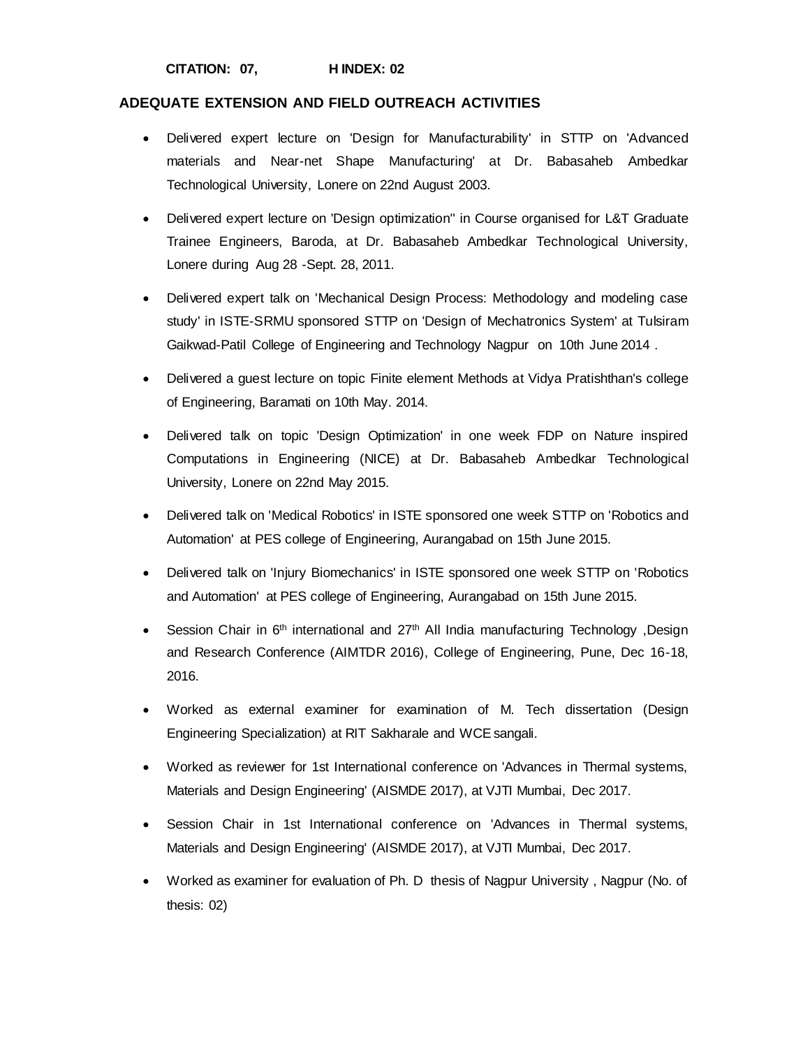**CITATION: 07, H INDEX: 02**

## ADEQUATE EXTENSION AND FIELD OUTREACH ACTIVITIES

- Delivered expert lecture on 'Design for Manufacturability' in STTP on 'Advanced materials and Near-net Shape Manufacturing' at Dr. Babasaheb Ambedkar Technological University, Lonere on 22nd August 2003.
- Delivered expert lecture on 'Design optimization'' in Course organised for L&T Graduate Trainee Engineers, Baroda, at Dr. Babasaheb Ambedkar Technological University, Lonere during Aug 28 -Sept. 28, 2011.
- Delivered expert talk on 'Mechanical Design Process: Methodology and modeling case study' in ISTE-SRMU sponsored STTP on 'Design of Mechatronics System' at Tulsiram Gaikwad-Patil College of Engineering and Technology Nagpur on 10th June 2014 .
- Delivered a guest lecture on topic Finite element Methods at Vidya Pratishthan's college of Engineering, Baramati on 10th May. 2014.
- Delivered talk on topic 'Design Optimization' in one week FDP on Nature inspired Computations in Engineering (NICE) at Dr. Babasaheb Ambedkar Technological University, Lonere on 22nd May 2015.
- Delivered talk on 'Medical Robotics' in ISTE sponsored one week STTP on 'Robotics and Automation' at PES college of Engineering, Aurangabad on 15th June 2015.
- Delivered talk on 'Injury Biomechanics' in ISTE sponsored one week STTP on 'Robotics and Automation' at PES college of Engineering, Aurangabad on 15th June 2015.
- Session Chair in 6th international and 27th All India manufacturing Technology ,Design and Research Conference (AIMTDR 2016), College of Engineering, Pune, Dec 16-18, 2016.
- Worked as external examiner for examination of M. Tech dissertation (Design Engineering Specialization) at RIT Sakharale and WCE sangali.
- Worked as reviewer for 1st International conference on 'Advances in Thermal systems, Materials and Design Engineering' (AISMDE 2017), at VJTI Mumbai, Dec 2017.
- Session Chair in 1st International conference on 'Advances in Thermal systems, Materials and Design Engineering' (AISMDE 2017), at VJTI Mumbai, Dec 2017.
- Worked as examiner for evaluation of Ph. D thesis of Nagpur University , Nagpur (No. of thesis: 02)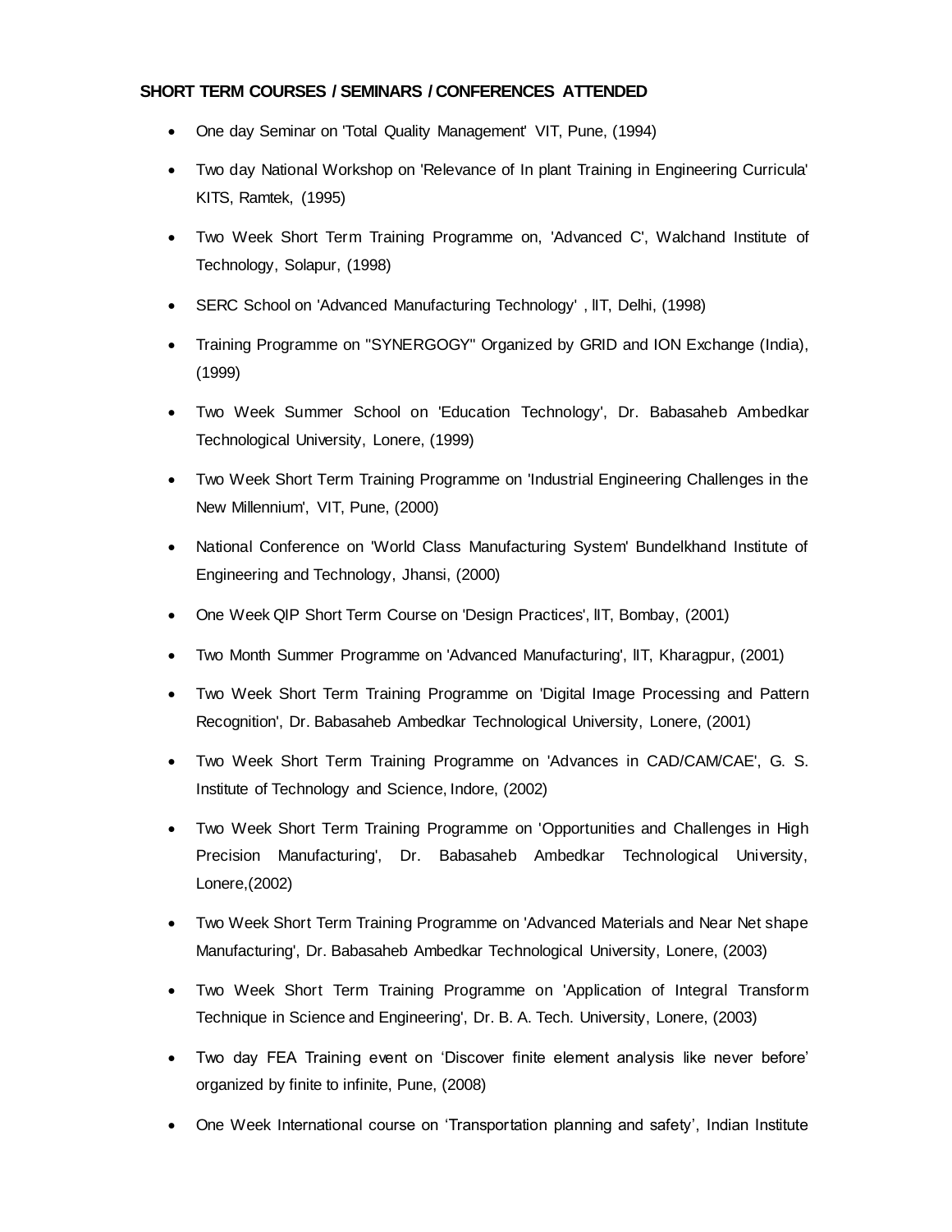**SHORT TERM COURSES / SEMINARS / CONFERENCES ATTENDED**

- One day Seminar on 'Total Quality Management' VIT, Pune, (1994)
- Two day National Workshop on 'Relevance of In plant Training in Engineering Curricula' KITS, Ramtek, (1995)
- Two Week Short Term Training Programme on, 'Advanced C', Walchand Institute of Technology, Solapur, (1998)
- SERC School on 'Advanced Manufacturing Technology' , IIT, Delhi, (1998)
- Training Programme on "SYNERGOGY" Organized by GRID and ION Exchange (India), (1999)
- Two Week Summer School on 'Education Technology', Dr. Babasaheb Ambedkar Technological University, Lonere, (1999)
- Two Week Short Term Training Programme on 'Industrial Engineering Challenges in the New Millennium', VIT, Pune, (2000)
- National Conference on 'World Class Manufacturing System' Bundelkhand Institute of Engineering and Technology, Jhansi, (2000)
- One Week QIP Short Term Course on 'Design Practices', IIT, Bombay, (2001)
- Two Month Summer Programme on 'Advanced Manufacturing', IIT, Kharagpur, (2001)
- Two Week Short Term Training Programme on 'Digital Image Processing and Pattern Recognition', Dr. Babasaheb Ambedkar Technological University, Lonere, (2001)
- Two Week Short Term Training Programme on 'Advances in CAD/CAM/CAE', G. S. Institute of Technology and Science, Indore, (2002)
- Two Week Short Term Training Programme on 'Opportunities and Challenges in High Precision Manufacturing', Dr. Babasaheb Ambedkar Technological University, Lonere,(2002)
- Two Week Short Term Training Programme on 'Advanced Materials and Near Net shape Manufacturing', Dr. Babasaheb Ambedkar Technological University, Lonere, (2003)
- Two Week Short Term Training Programme on 'Application of Integral Transform Technique in Science and Engineering', Dr. B. A. Tech. University, Lonere, (2003)
- Two day FEA Training event on 'Discover finite element analysis like never before' organized by finite to infinite, Pune, (2008)
- One Week International course on 'Transportation planning and safety', Indian Institute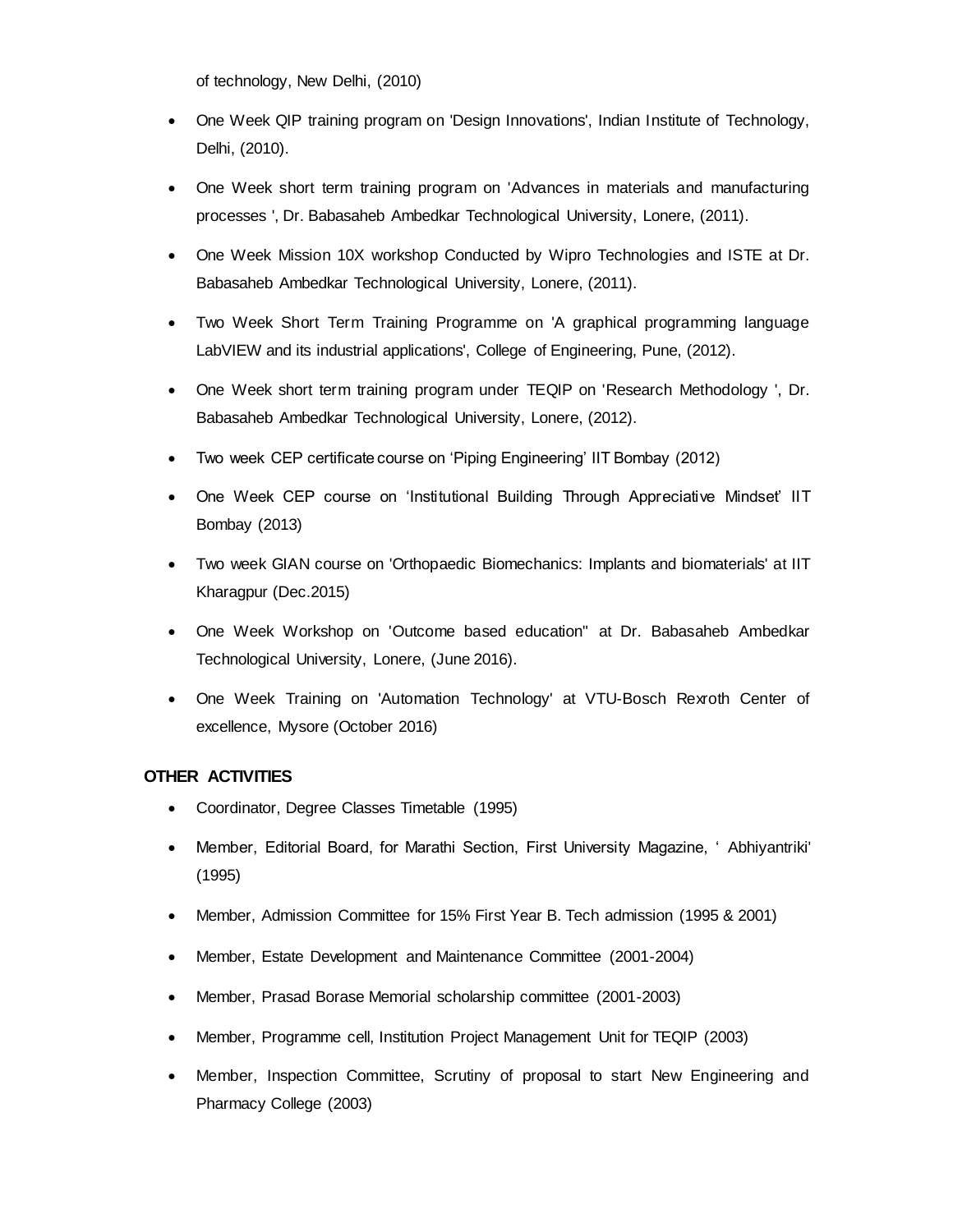of technology, New Delhi, (2010)

- One Week QIP training program on 'Design Innovations', Indian Institute of Technology, Delhi, (2010).
- One Week short term training program on 'Advances in materials and manufacturing processes ', Dr. Babasaheb Ambedkar Technological University, Lonere, (2011).
- One Week Mission 10X workshop Conducted by Wipro Technologies and ISTE at Dr. Babasaheb Ambedkar Technological University, Lonere, (2011).
- Two Week Short Term Training Programme on 'A graphical programming language LabVIEW and its industrial applications', College of Engineering, Pune, (2012).
- One Week short term training program under TEQIP on 'Research Methodology ', Dr. Babasaheb Ambedkar Technological University, Lonere, (2012).
- Two week CEP certificate course on 'Piping Engineering' IIT Bombay (2012)
- One Week CEP course on 'Institutional Building Through Appreciative Mindset' IIT Bombay (2013)
- Two week GIAN course on 'Orthopaedic Biomechanics: Implants and biomaterials' at IIT Kharagpur (Dec.2015)
- One Week Workshop on 'Outcome based education" at Dr. Babasaheb Ambedkar Technological University, Lonere, (June 2016).
- One Week Training on 'Automation Technology' at VTU-Bosch Rexroth Center of excellence, Mysore (October 2016)

**OTHER ACTIVITIES**

- Coordinator, Degree Classes Timetable (1995)
- Member, Editorial Board, for Marathi Section, First University Magazine, ' Abhiyantriki' (1995)
- Member, Admission Committee for 15% First Year B. Tech admission (1995 & 2001)
- Member, Estate Development and Maintenance Committee (2001-2004)
- Member, Prasad Borase Memorial scholarship committee (2001-2003)
- Member, Programme cell, Institution Project Management Unit for TEQIP (2003)
- Member, Inspection Committee, Scrutiny of proposal to start New Engineering and Pharmacy College (2003)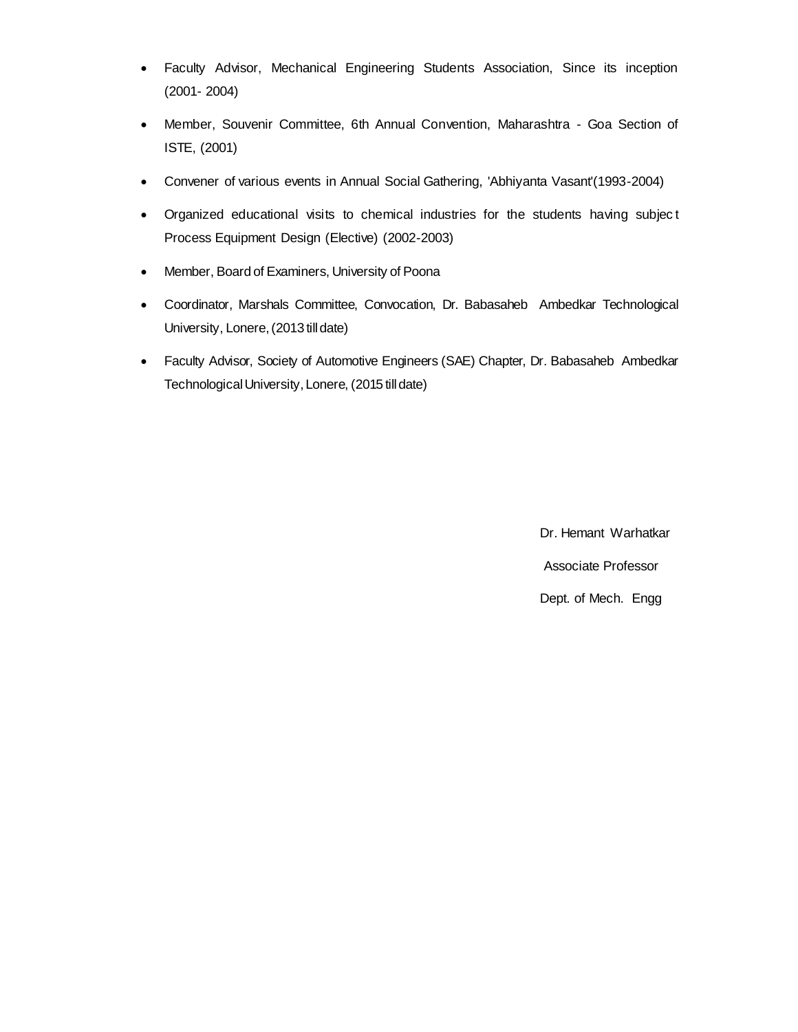- Faculty Advisor, Mechanical Engineering Students Association, Since its inception (2001- 2004)
- Member, Souvenir Committee, 6th Annual Convention, Maharashtra - Goa Section of ISTE, (2001)
- Convener of various events in Annual Social Gathering, 'Abhiyanta Vasant'(1993-2004)
- Organized educational visits to chemical industries for the students having subject Process Equipment Design (Elective) (2002-2003)
- Member, Board of Examiners, University of Poona
- Coordinator, Marshals Committee, Convocation, Dr. Babasaheb Ambedkar Technological University, Lonere, (2013 till date)
- Faculty Advisor, Society of Automotive Engineers (SAE) Chapter, Dr. Babasaheb Ambedkar Technological University, Lonere, (2015 till date)

Dr. Hemant Warhatkar

Associate Professor

Dept. of Mech. Engg